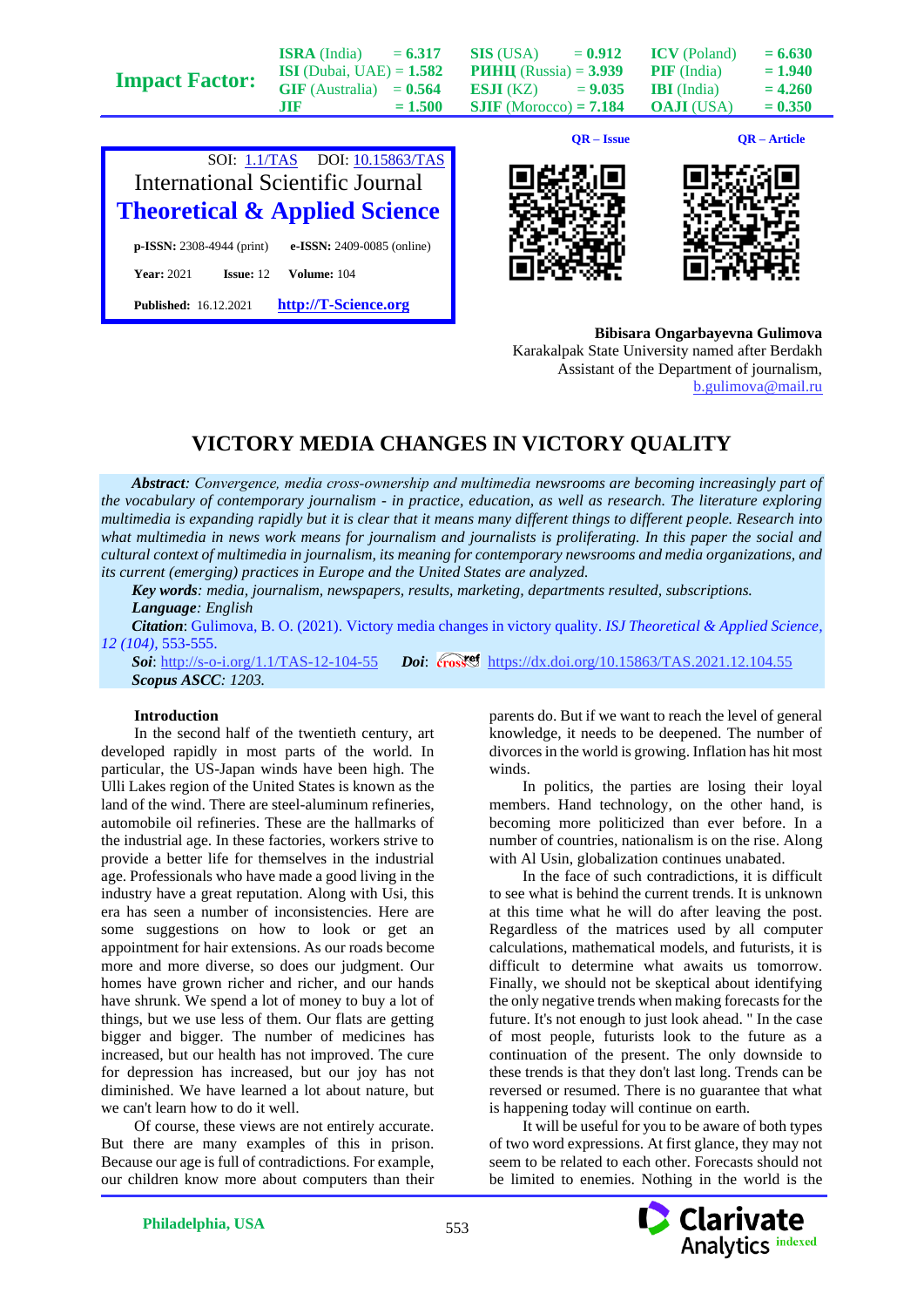| Impact Factor: | ISRA (India) = 6.317 | SIS (USA) = 0.912 | ICV (Poland) = 6.630 |
|---|---|---|---|
| | ISI (Dubai, UAE) = 1.582 | РИНЦ (Russia) = 3.939 | PIF (India) = 1.940 |
| | GIF (Australia) = 0.564 | ESJI (KZ) = 9.035 | IBI (India) = 4.260 |
| | JIF = 1.500 | SJIF (Morocco) = 7.184 | OAJI (USA) = 0.350 |

SOI: 1.1/TAS DOI: 10.15863/TAS

International Scientific Journal

**Theoretical & Applied Science**

**p-ISSN:** 2308-4944 (print) **e-ISSN:** 2409-0085 (online)

**Year:** 2021 **Issue:** 12 **Volume:** 104

**Published:** 16.12.2021 **http://T-Science.org**

QR – Issue QR – Article

**Bibisara Ongarbayevna Gulimova**
Karakalpak State University named after Berdakh
Assistant of the Department of journalism,
b.gulimova@mail.ru

# VICTORY MEDIA CHANGES IN VICTORY QUALITY

***Abstract***: *Convergence, media cross-ownership and multimedia newsrooms are becoming increasingly part of the vocabulary of contemporary journalism - in practice, education, as well as research. The literature exploring multimedia is expanding rapidly but it is clear that it means many different things to different people. Research into what multimedia in news work means for journalism and journalists is proliferating. In this paper the social and cultural context of multimedia in journalism, its meaning for contemporary newsrooms and media organizations, and its current (emerging) practices in Europe and the United States are analyzed.*

***Key words***: *media, journalism, newspapers, results, marketing, departments resulted, subscriptions.*

***Language***: *English*

***Citation***: Gulimova, B. O. (2021). Victory media changes in victory quality. *ISJ Theoretical & Applied Science, 12 (104)*, 553-555.

***Soi***: http://s-o-i.org/1.1/TAS-12-104-55 ***Doi***: https://dx.doi.org/10.15863/TAS.2021.12.104.55

***Scopus ASCC***: *1203.*

## Introduction

In the second half of the twentieth century, art developed rapidly in most parts of the world. In particular, the US-Japan winds have been high. The Ulli Lakes region of the United States is known as the land of the wind. There are steel-aluminum refineries, automobile oil refineries. These are the hallmarks of the industrial age. In these factories, workers strive to provide a better life for themselves in the industrial age. Professionals who have made a good living in the industry have a great reputation. Along with Usi, this era has seen a number of inconsistencies. Here are some suggestions on how to look or get an appointment for hair extensions. As our roads become more and more diverse, so does our judgment. Our homes have grown richer and richer, and our hands have shrunk. We spend a lot of money to buy a lot of things, but we use less of them. Our flats are getting bigger and bigger. The number of medicines has increased, but our health has not improved. The cure for depression has increased, but our joy has not diminished. We have learned a lot about nature, but we can't learn how to do it well.

Of course, these views are not entirely accurate. But there are many examples of this in prison. Because our age is full of contradictions. For example, our children know more about computers than their parents do. But if we want to reach the level of general knowledge, it needs to be deepened. The number of divorces in the world is growing. Inflation has hit most winds.

In politics, the parties are losing their loyal members. Hand technology, on the other hand, is becoming more politicized than ever before. In a number of countries, nationalism is on the rise. Along with Al Usin, globalization continues unabated.

In the face of such contradictions, it is difficult to see what is behind the current trends. It is unknown at this time what he will do after leaving the post. Regardless of the matrices used by all computer calculations, mathematical models, and futurists, it is difficult to determine what awaits us tomorrow. Finally, we should not be skeptical about identifying the only negative trends when making forecasts for the future. It's not enough to just look ahead. " In the case of most people, futurists look to the future as a continuation of the present. The only downside to these trends is that they don't last long. Trends can be reversed or resumed. There is no guarantee that what is happening today will continue on earth.

It will be useful for you to be aware of both types of two word expressions. At first glance, they may not seem to be related to each other. Forecasts should not be limited to enemies. Nothing in the world is the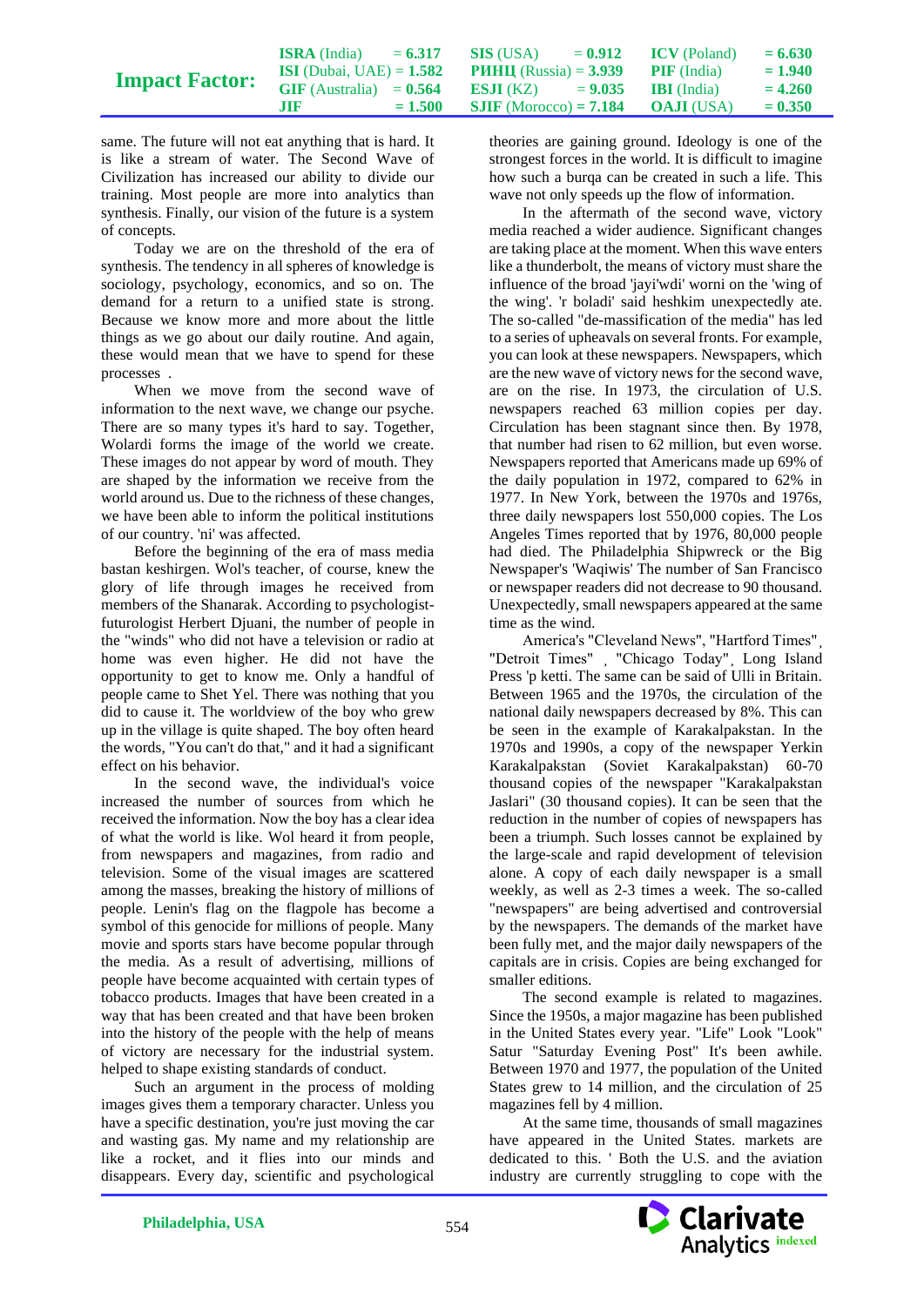same. The future will not eat anything that is hard. It is like a stream of water. The Second Wave of Civilization has increased our ability to divide our training. Most people are more into analytics than synthesis. Finally, our vision of the future is a system of concepts.

Today we are on the threshold of the era of synthesis. The tendency in all spheres of knowledge is sociology, psychology, economics, and so on. The demand for a return to a unified state is strong. Because we know more and more about the little things as we go about our daily routine. And again, these would mean that we have to spend for these processes .

When we move from the second wave of information to the next wave, we change our psyche. There are so many types it's hard to say. Together, Wolardi forms the image of the world we create. These images do not appear by word of mouth. They are shaped by the information we receive from the world around us. Due to the richness of these changes, we have been able to inform the political institutions of our country. 'ni' was affected.

Before the beginning of the era of mass media bastan keshirgen. Wol's teacher, of course, knew the glory of life through images he received from members of the Shanarak. According to psychologist-futurologist Herbert Djuani, the number of people in the "winds" who did not have a television or radio at home was even higher. He did not have the opportunity to get to know me. Only a handful of people came to Shet Yel. There was nothing that you did to cause it. The worldview of the boy who grew up in the village is quite shaped. The boy often heard the words, "You can't do that," and it had a significant effect on his behavior.

In the second wave, the individual's voice increased the number of sources from which he received the information. Now the boy has a clear idea of what the world is like. Wol heard it from people, from newspapers and magazines, from radio and television. Some of the visual images are scattered among the masses, breaking the history of millions of people. Lenin's flag on the flagpole has become a symbol of this genocide for millions of people. Many movie and sports stars have become popular through the media. As a result of advertising, millions of people have become acquainted with certain types of tobacco products. Images that have been created in a way that has been created and that have been broken into the history of the people with the help of means of victory are necessary for the industrial system. helped to shape existing standards of conduct.

Such an argument in the process of molding images gives them a temporary character. Unless you have a specific destination, you're just moving the car and wasting gas. My name and my relationship are like a rocket, and it flies into our minds and disappears. Every day, scientific and psychological theories are gaining ground. Ideology is one of the strongest forces in the world. It is difficult to imagine how such a burqa can be created in such a life. This wave not only speeds up the flow of information.

In the aftermath of the second wave, victory media reached a wider audience. Significant changes are taking place at the moment. When this wave enters like a thunderbolt, the means of victory must share the influence of the broad 'jayi'wdi' worni on the 'wing of the wing'. 'r boladi' said heshkim unexpectedly ate. The so-called "de-massification of the media" has led to a series of upheavals on several fronts. For example, you can look at these newspapers. Newspapers, which are the new wave of victory news for the second wave, are on the rise. In 1973, the circulation of U.S. newspapers reached 63 million copies per day. Circulation has been stagnant since then. By 1978, that number had risen to 62 million, but even worse. Newspapers reported that Americans made up 69% of the daily population in 1972, compared to 62% in 1977. In New York, between the 1970s and 1976s, three daily newspapers lost 550,000 copies. The Los Angeles Times reported that by 1976, 80,000 people had died. The Philadelphia Shipwreck or the Big Newspaper's 'Waqiwis' The number of San Francisco or newspaper readers did not decrease to 90 thousand. Unexpectedly, small newspapers appeared at the same time as the wind.

America's "Cleveland News", "Hartford Times", "Detroit Times" , "Chicago Today", Long Island Press 'p ketti. The same can be said of Ulli in Britain. Between 1965 and the 1970s, the circulation of the national daily newspapers decreased by 8%. This can be seen in the example of Karakalpakstan. In the 1970s and 1990s, a copy of the newspaper Yerkin Karakalpakstan (Soviet Karakalpakstan) 60-70 thousand copies of the newspaper "Karakalpakstan Jaslari" (30 thousand copies). It can be seen that the reduction in the number of copies of newspapers has been a triumph. Such losses cannot be explained by the large-scale and rapid development of television alone. A copy of each daily newspaper is a small weekly, as well as 2-3 times a week. The so-called "newspapers" are being advertised and controversial by the newspapers. The demands of the market have been fully met, and the major daily newspapers of the capitals are in crisis. Copies are being exchanged for smaller editions.

The second example is related to magazines. Since the 1950s, a major magazine has been published in the United States every year. "Life" Look "Look" Satur "Saturday Evening Post" It's been awhile. Between 1970 and 1977, the population of the United States grew to 14 million, and the circulation of 25 magazines fell by 4 million.

At the same time, thousands of small magazines have appeared in the United States. markets are dedicated to this. ' Both the U.S. and the aviation industry are currently struggling to cope with the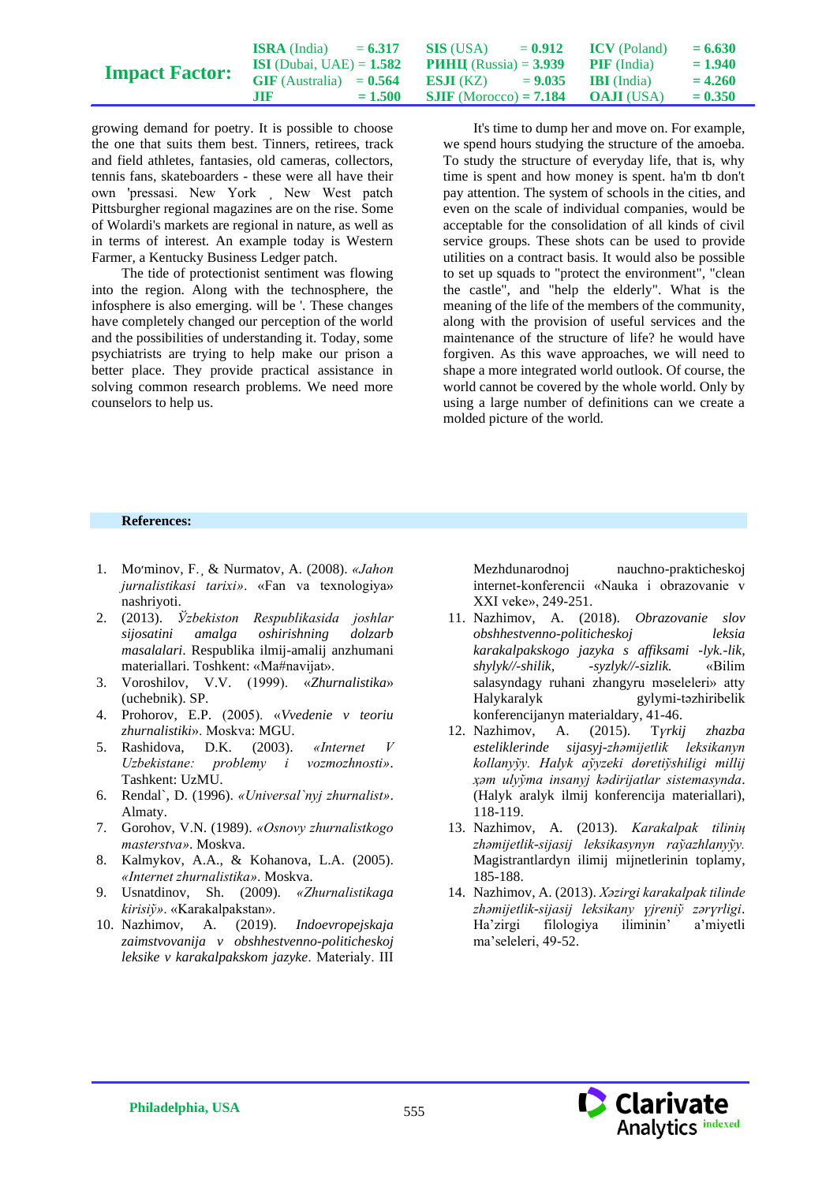growing demand for poetry. It is possible to choose the one that suits them best. Tinners, retirees, track and field athletes, fantasies, old cameras, collectors, tennis fans, skateboarders - these were all have their own 'pressassi. New York ¸ New West patch Pittsburgher regional magazines are on the rise. Some of Wolardi's markets are regional in nature, as well as in terms of interest. An example today is Western Farmer, a Kentucky Business Ledger patch.

The tide of protectionist sentiment was flowing into the region. Along with the technosphere, the infosphere is also emerging. will be '. These changes have completely changed our perception of the world and the possibilities of understanding it. Today, some psychiatrists are trying to help make our prison a better place. They provide practical assistance in solving common research problems. We need more counselors to help us.

It's time to dump her and move on. For example, we spend hours studying the structure of the amoeba. To study the structure of everyday life, that is, why time is spent and how money is spent. ha'm tb don't pay attention. The system of schools in the cities, and even on the scale of individual companies, would be acceptable for the consolidation of all kinds of civil service groups. These shots can be used to provide utilities on a contract basis. It would also be possible to set up squads to "protect the environment", "clean the castle", and "help the elderly". What is the meaning of the life of the members of the community, along with the provision of useful services and the maintenance of the structure of life? he would have forgiven. As this wave approaches, we will need to shape a more integrated world outlook. Of course, the world cannot be covered by the whole world. Only by using a large number of definitions can we create a molded picture of the world.

**References:**

1. Moʻminov, F.¸ & Nurmatov, A. (2008). *«Jahon jurnalistikasi tarixi»*. «Fan va texnologiya» nashriyoti.
2. (2013). *Ўzbekiston Respublikasida joshlar sijosatini amalga oshirishning dolzarb masalalari*. Respublika ilmij-amalij anzhumani materiallari. Toshkent: «Ma#navijat».
3. Voroshilov, V.V. (1999). «*Zhurnalistika*» (uchebnik). SP.
4. Prohorov, E.P. (2005). «*Vvedenie v teoriu zhurnalistiki*». Moskva: MGU.
5. Rashidova, D.K. (2003). *«Internet V Uzbekistane: problemy i vozmozhnosti»*. Tashkent: UzMU.
6. Rendal`, D. (1996). *«Universal`nyj zhurnalist»*. Almaty.
7. Gorohov, V.N. (1989). *«Osnovy zhurnalistkogo masterstva»*. Moskva.
8. Kalmykov, A.A., & Kohanova, L.A. (2005). *«Internet zhurnalistika»*. Moskva.
9. Usnatdinov, Sh. (2009). *«Zhurnalistikaga kirisiў»*. «Karakalpakstan».
10. Nazhimov, A. (2019). *Indoevropejskaja zaimstvovanija v obshhestvenno-politicheskoj leksike v karakalpakskom jazyke*. Materialy. III Mezhdunarodnoj nauchno-prakticheskoj internet-konferencii «Nauka i obrazovanie v XXI veke», 249-251.
11. Nazhimov, A. (2018). *Obrazovanie slov obshhestvenno-politicheskoj leksia karakalpakskogo jazyka s affiksami -lyk.-lik, shylyk//-shilik, -syzlyk//-sizlik.* «Bilim salasyndagy ruhani zhangyru məseleleri» atty Halykaralyk gylymi-təzhiribelik konferencijanyn materialdary, 41-46.
12. Nazhimov, A. (2015). *Tүrkij zhazba esteliklerinde sijasyj-zhəmijetlik leksikanyn kollanyўy. Halyk aўyzeki dөretiўshiligi millij xəm ulyўma insanyj kədirijatlar sistemasynda*. (Halyk aralyk ilmij konferencija materiallari), 118-119.
13. Nazhimov, A. (2013). *Karakalpak tiliniң zhəmijetlik-sijasij leksikasynyn taўazhlanyўy.* Magistrantlardyn ilimij mijnetlerinin toplamy, 185-188.
14. Nazhimov, A. (2013). *Xəzirgi karakalpak tilinde zhəmijetlik-sijasij leksikany үjreniў zərүrligi*. Ha'zirgi filologiya iliminin' a'miyetli ma'seleleri, 49-52.